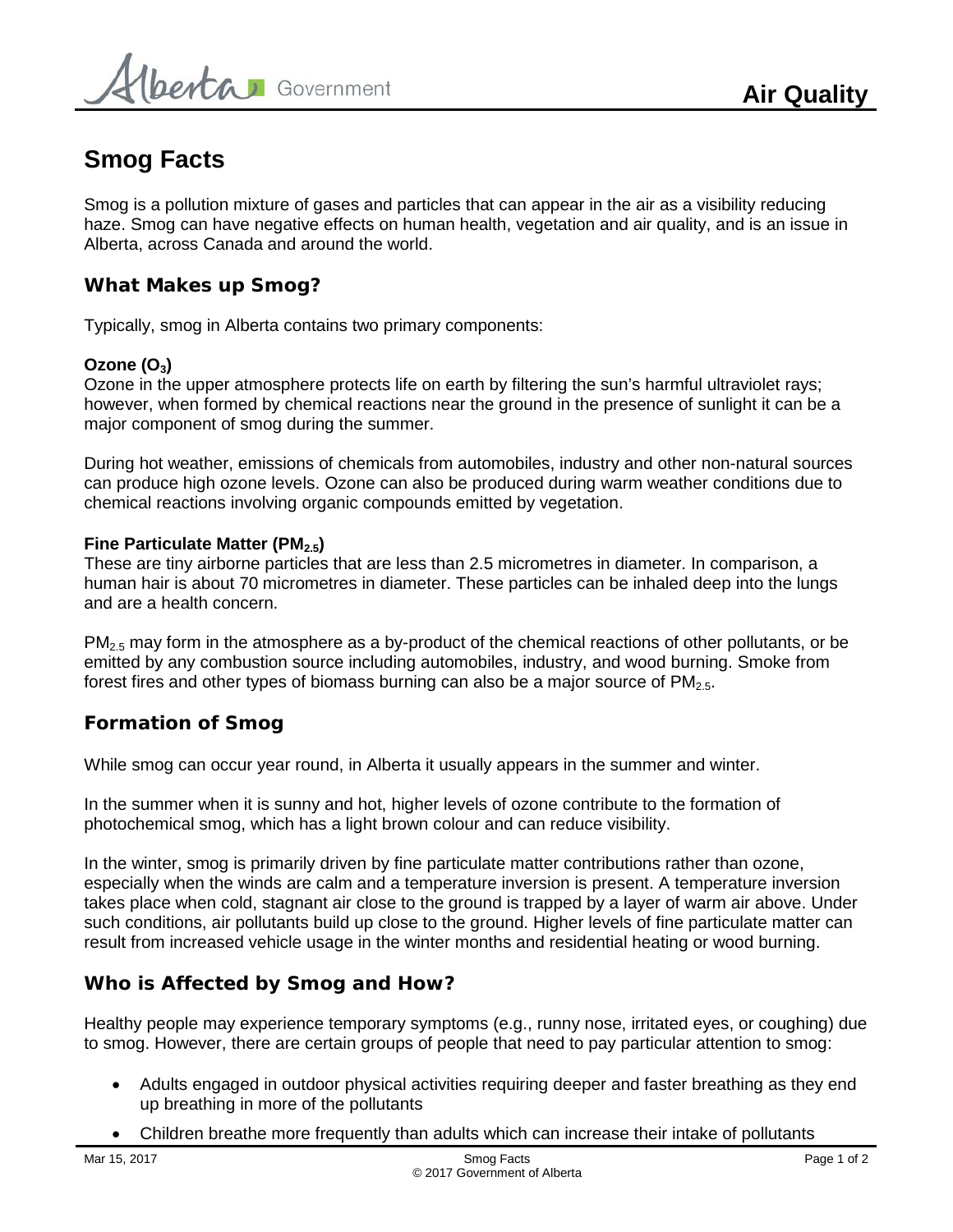# Smog Facts

Smog is a pollution mixture of gases and particles that can appear in the air as a visibility reducing haze. Smog can have negative effects on human health, vegetation and air quality, and is an issue in Alberta, across Canada and around the world.

## What Makes up Smog?

Typically, smog in Alberta contains two primary components:

### Ozone ($O_3$)

Ozone in the upper atmosphere protects life on earth by filtering the sun's harmful ultraviolet rays; however, when formed by chemical reactions near the ground in the presence of sunlight it can be a major component of smog during the summer.

During hot weather, emissions of chemicals from automobiles, industry and other non-natural sources can produce high ozone levels. Ozone can also be produced during warm weather conditions due to chemical reactions involving organic compounds emitted by vegetation.

### Fine Particulate Matter ($PM_{2.5}$)

These are tiny airborne particles that are less than 2.5 micrometres in diameter. In comparison, a human hair is about 70 micrometres in diameter. These particles can be inhaled deep into the lungs and are a health concern.

$PM_{2.5}$ may form in the atmosphere as a by-product of the chemical reactions of other pollutants, or be emitted by any combustion source including automobiles, industry, and wood burning. Smoke from forest fires and other types of biomass burning can also be a major source of $PM_{2.5}$.

## Formation of Smog

While smog can occur year round, in Alberta it usually appears in the summer and winter.

In the summer when it is sunny and hot, higher levels of ozone contribute to the formation of photochemical smog, which has a light brown colour and can reduce visibility.

In the winter, smog is primarily driven by fine particulate matter contributions rather than ozone, especially when the winds are calm and a temperature inversion is present. A temperature inversion takes place when cold, stagnant air close to the ground is trapped by a layer of warm air above. Under such conditions, air pollutants build up close to the ground. Higher levels of fine particulate matter can result from increased vehicle usage in the winter months and residential heating or wood burning.

## Who is Affected by Smog and How?

Healthy people may experience temporary symptoms (e.g., runny nose, irritated eyes, or coughing) due to smog. However, there are certain groups of people that need to pay particular attention to smog:

- Adults engaged in outdoor physical activities requiring deeper and faster breathing as they end up breathing in more of the pollutants
- Children breathe more frequently than adults which can increase their intake of pollutants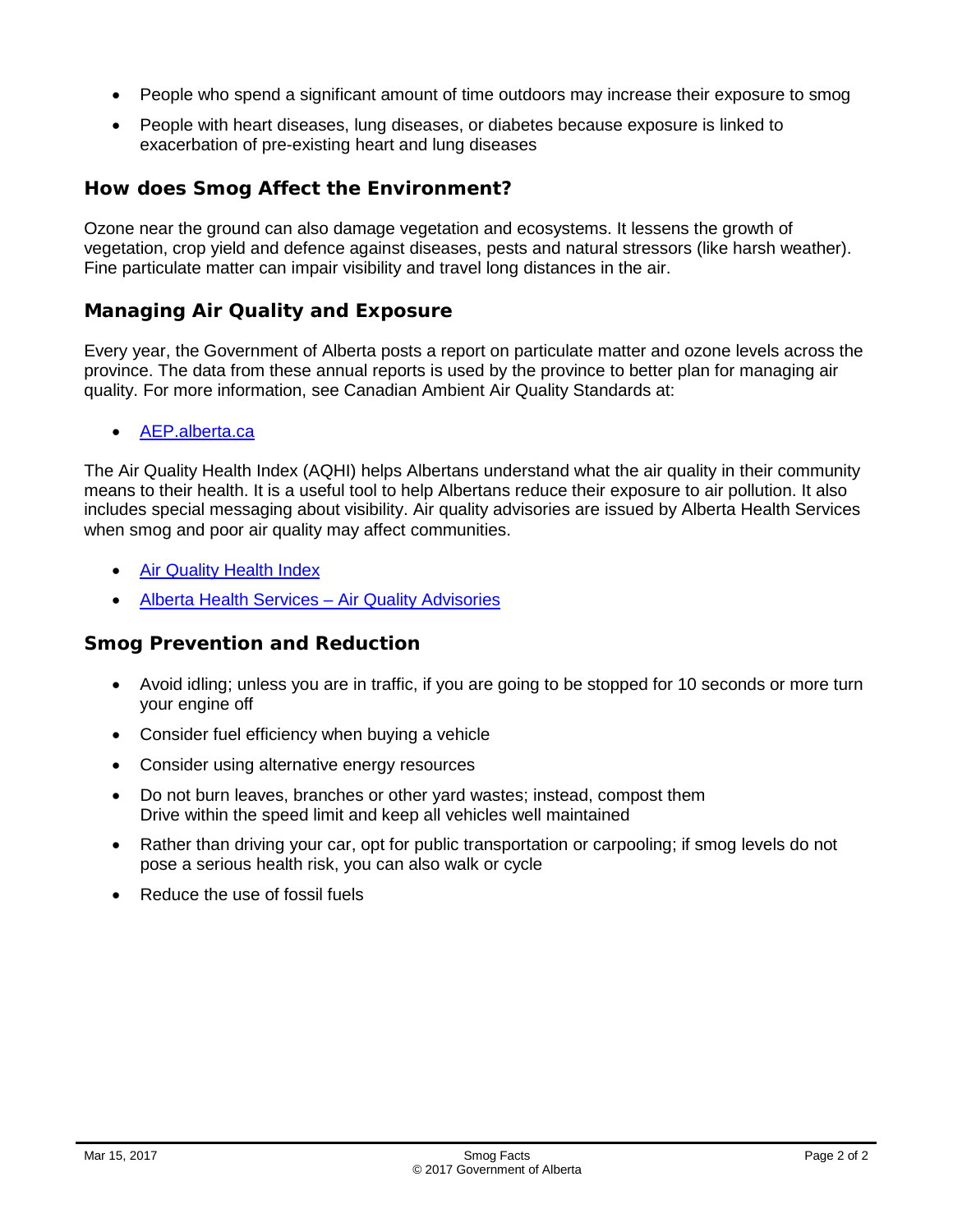- People who spend a significant amount of time outdoors may increase their exposure to smog
- People with heart diseases, lung diseases, or diabetes because exposure is linked to exacerbation of pre-existing heart and lung diseases

## How does Smog Affect the Environment?

Ozone near the ground can also damage vegetation and ecosystems. It lessens the growth of vegetation, crop yield and defence against diseases, pests and natural stressors (like harsh weather). Fine particulate matter can impair visibility and travel long distances in the air.

## Managing Air Quality and Exposure

Every year, the Government of Alberta posts a report on particulate matter and ozone levels across the province. The data from these annual reports is used by the province to better plan for managing air quality. For more information, see Canadian Ambient Air Quality Standards at:

- AEP.alberta.ca

The Air Quality Health Index (AQHI) helps Albertans understand what the air quality in their community means to their health. It is a useful tool to help Albertans reduce their exposure to air pollution. It also includes special messaging about visibility. Air quality advisories are issued by Alberta Health Services when smog and poor air quality may affect communities.

- Air Quality Health Index
- Alberta Health Services – Air Quality Advisories

## Smog Prevention and Reduction

- Avoid idling; unless you are in traffic, if you are going to be stopped for 10 seconds or more turn your engine off
- Consider fuel efficiency when buying a vehicle
- Consider using alternative energy resources
- Do not burn leaves, branches or other yard wastes; instead, compost them
  Drive within the speed limit and keep all vehicles well maintained
- Rather than driving your car, opt for public transportation or carpooling; if smog levels do not pose a serious health risk, you can also walk or cycle
- Reduce the use of fossil fuels